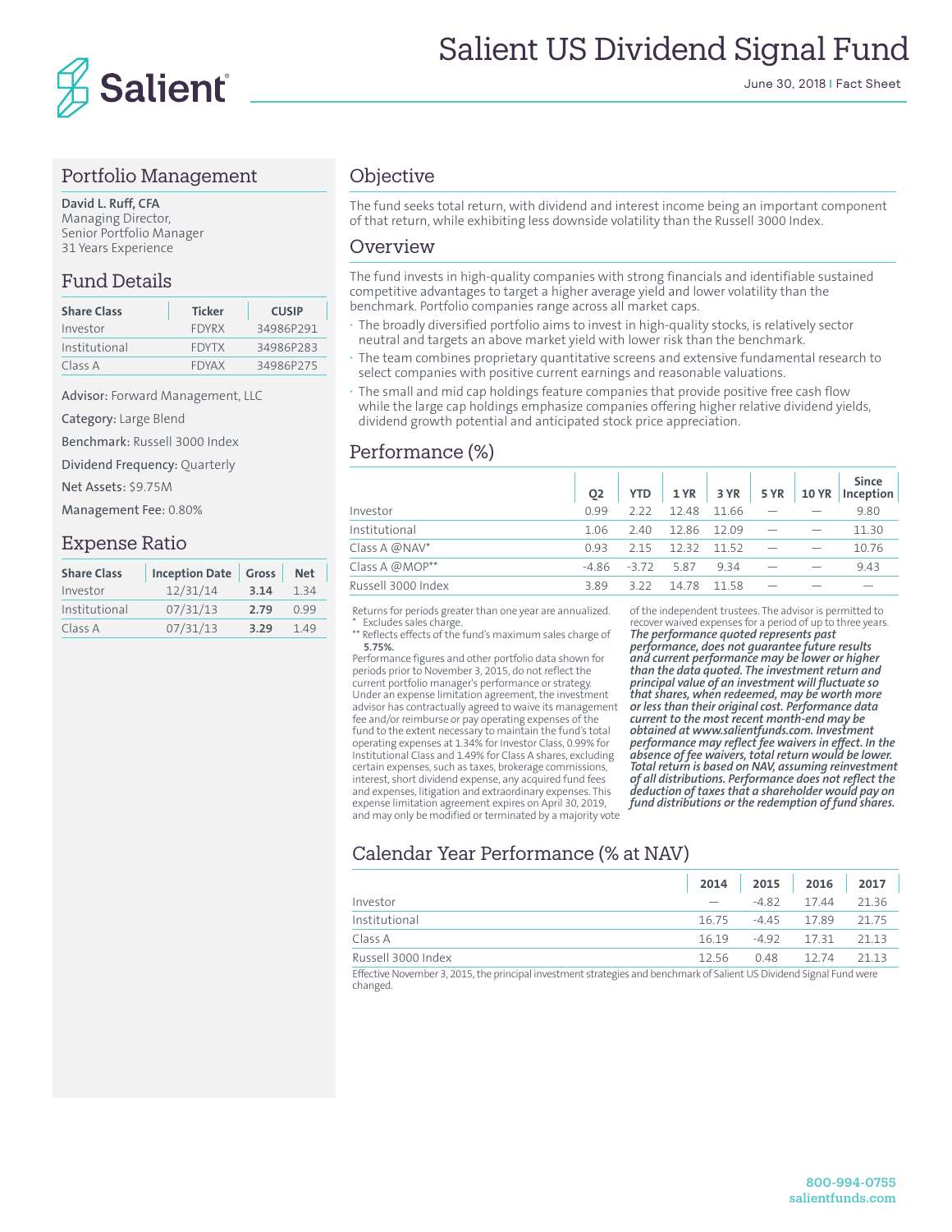# Salient US Dividend Signal Fund

June 30, 2018 | Fact Sheet

## Portfolio Management

**David L. Ruff, CFA**
Managing Director,
Senior Portfolio Manager
31 Years Experience

## Fund Details

| Share Class | Ticker | CUSIP |
|---|---|---|
| Investor | FDYRX | 34986P291 |
| Institutional | FDYTX | 34986P283 |
| Class A | FDYAX | 34986P275 |

**Advisor:** Forward Management, LLC

**Category:** Large Blend

**Benchmark:** Russell 3000 Index

**Dividend Frequency:** Quarterly

**Net Assets:** $9.75M

**Management Fee:** 0.80%

## Expense Ratio

| Share Class | Inception Date | Gross | Net |
|---|---|---|---|
| Investor | 12/31/14 | **3.14** | 1.34 |
| Institutional | 07/31/13 | **2.79** | 0.99 |
| Class A | 07/31/13 | **3.29** | 1.49 |

## Objective

The fund seeks total return, with dividend and interest income being an important component of that return, while exhibiting less downside volatility than the Russell 3000 Index.

## Overview

The fund invests in high-quality companies with strong financials and identifiable sustained competitive advantages to target a higher average yield and lower volatility than the benchmark. Portfolio companies range across all market caps.

- The broadly diversified portfolio aims to invest in high-quality stocks, is relatively sector neutral and targets an above market yield with lower risk than the benchmark.
- The team combines proprietary quantitative screens and extensive fundamental research to select companies with positive current earnings and reasonable valuations.
- The small and mid cap holdings feature companies that provide positive free cash flow while the large cap holdings emphasize companies offering higher relative dividend yields, dividend growth potential and anticipated stock price appreciation.

## Performance (%)

| | Q2 | YTD | 1 YR | 3 YR | 5 YR | 10 YR | Since Inception |
|---|---|---|---|---|---|---|---|
| Investor | 0.99 | 2.22 | 12.48 | 11.66 | — | — | 9.80 |
| Institutional | 1.06 | 2.40 | 12.86 | 12.09 | — | — | 11.30 |
| Class A @NAV* | 0.93 | 2.15 | 12.32 | 11.52 | — | — | 10.76 |
| Class A @MOP** | -4.86 | -3.72 | 5.87 | 9.34 | — | — | 9.43 |
| Russell 3000 Index | 3.89 | 3.22 | 14.78 | 11.58 | — | — | — |

Returns for periods greater than one year are annualized.
\* Excludes sales charge.
\*\* Reflects effects of the fund's maximum sales charge of **5.75%.**

Performance figures and other portfolio data shown for periods prior to November 3, 2015, do not reflect the current portfolio manager's performance or strategy. Under an expense limitation agreement, the investment advisor has contractually agreed to waive its management fee and/or reimburse or pay operating expenses of the fund to the extent necessary to maintain the fund's total operating expenses at 1.34% for Investor Class, 0.99% for Institutional Class and 1.49% for Class A shares, excluding certain expenses, such as taxes, brokerage commissions, interest, short dividend expense, any acquired fund fees and expenses, litigation and extraordinary expenses. This expense limitation agreement expires on April 30, 2019, and may only be modified or terminated by a majority vote of the independent trustees. The advisor is permitted to recover waived expenses for a period of up to three years. ***The performance quoted represents past performance, does not guarantee future results and current performance may be lower or higher than the data quoted. The investment return and principal value of an investment will fluctuate so that shares, when redeemed, may be worth more or less than their original cost. Performance data current to the most recent month-end may be obtained at www.salientfunds.com. Investment performance may reflect fee waivers in effect. In the absence of fee waivers, total return would be lower. Total return is based on NAV, assuming reinvestment of all distributions. Performance does not reflect the deduction of taxes that a shareholder would pay on fund distributions or the redemption of fund shares.***

## Calendar Year Performance (% at NAV)

| | 2014 | 2015 | 2016 | 2017 |
|---|---|---|---|---|
| Investor | — | -4.82 | 17.44 | 21.36 |
| Institutional | 16.75 | -4.45 | 17.89 | 21.75 |
| Class A | 16.19 | -4.92 | 17.31 | 21.13 |
| Russell 3000 Index | 12.56 | 0.48 | 12.74 | 21.13 |

Effective November 3, 2015, the principal investment strategies and benchmark of Salient US Dividend Signal Fund were changed.

800-994-0755
salientfunds.com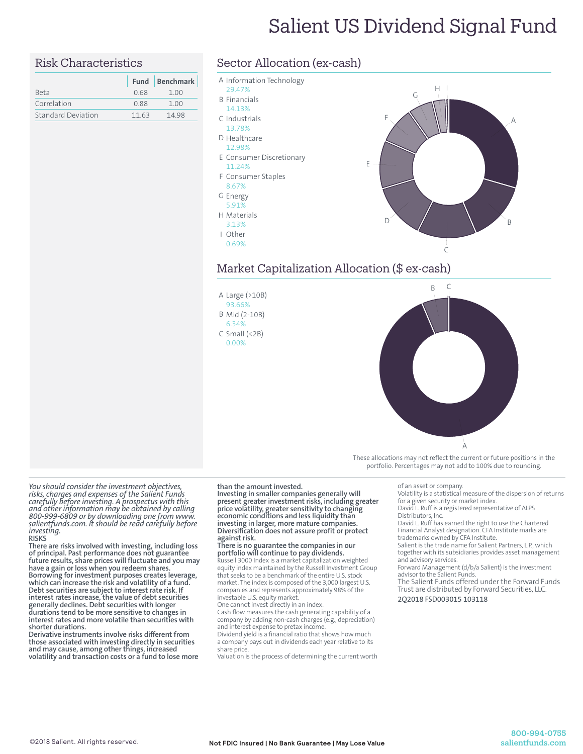# Salient US Dividend Signal Fund

## Risk Characteristics

| | Fund | Benchmark |
|---|---|---|
| Beta | 0.68 | 1.00 |
| Correlation | 0.88 | 1.00 |
| Standard Deviation | 11.63 | 14.98 |

## Sector Allocation (ex-cash)

A Information Technology
29.47%

B Financials
14.13%

C Industrials
13.78%

D Healthcare
12.98%

E Consumer Discretionary
11.24%

F Consumer Staples
8.67%

G Energy
5.91%

H Materials
3.13%

I Other
0.69%

## Market Capitalization Allocation ($ ex-cash)

A Large (>10B)
93.66%

B Mid (2-10B)
6.34%

C Small (<2B)
0.00%

These allocations may not reflect the current or future positions in the portfolio. Percentages may not add to 100% due to rounding.

*You should consider the investment objectives, risks, charges and expenses of the Salient Funds carefully before investing. A prospectus with this and other information may be obtained by calling 800-999-6809 or by downloading one from www.salientfunds.com. It should be read carefully before investing.*

**RISKS**

**There are risks involved with investing, including loss of principal. Past performance does not guarantee future results, share prices will fluctuate and you may have a gain or loss when you redeem shares.**

**Borrowing for investment purposes creates leverage, which can increase the risk and volatility of a fund.**

**Debt securities are subject to interest rate risk. If interest rates increase, the value of debt securities generally declines. Debt securities with longer durations tend to be more sensitive to changes in interest rates and more volatile than securities with shorter durations.**

**Derivative instruments involve risks different from those associated with investing directly in securities and may cause, among other things, increased volatility and transaction costs or a fund to lose more than the amount invested.**

**Investing in smaller companies generally will present greater investment risks, including greater price volatility, greater sensitivity to changing economic conditions and less liquidity than investing in larger, more mature companies.**

**Diversification does not assure profit or protect against risk.**

**There is no guarantee the companies in our portfolio will continue to pay dividends.**

Russell 3000 Index is a market capitalization weighted equity index maintained by the Russell Investment Group that seeks to be a benchmark of the entire U.S. stock market. The index is composed of the 3,000 largest U.S. companies and represents approximately 98% of the investable U.S. equity market.

One cannot invest directly in an index.

Cash flow measures the cash generating capability of a company by adding non-cash charges (e.g., depreciation) and interest expense to pretax income.

Dividend yield is a financial ratio that shows how much a company pays out in dividends each year relative to its share price.

Valuation is the process of determining the current worth of an asset or company.

Volatility is a statistical measure of the dispersion of returns for a given security or market index.

David L. Ruff is a registered representative of ALPS Distributors, Inc.

David L. Ruff has earned the right to use the Chartered Financial Analyst designation. CFA Institute marks are trademarks owned by CFA Institute.

Salient is the trade name for Salient Partners, L.P., which together with its subsidiaries provides asset management and advisory services.

Forward Management (d/b/a Salient) is the investment advisor to the Salient Funds.

The Salient Funds offered under the Forward Funds Trust are distributed by Forward Securities, LLC.

2Q2018 FSD003015 103118

©2018 Salient. All rights reserved.

**Not FDIC Insured | No Bank Guarantee | May Lose Value**

**800-994-0755**
**salientfunds.com**